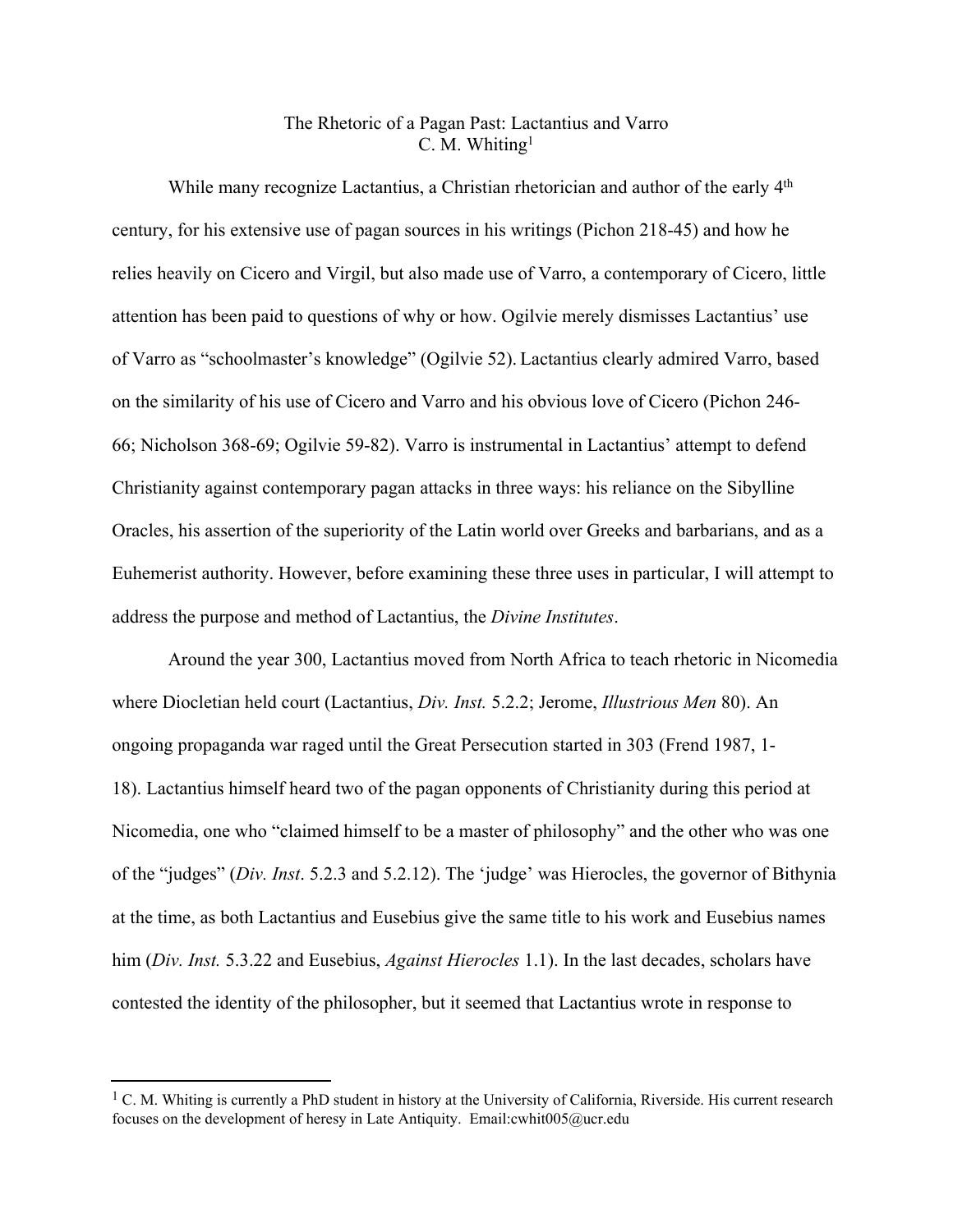# The Rhetoric of a Pagan Past: Lactantius and Varro

C. M. Whiting[1]

While many recognize Lactantius, a Christian rhetorician and author of the early 4th century, for his extensive use of pagan sources in his writings (Pichon 218-45) and how he relies heavily on Cicero and Virgil, but also made use of Varro, a contemporary of Cicero, little attention has been paid to questions of why or how. Ogilvie merely dismisses Lactantius' use of Varro as "schoolmaster's knowledge" (Ogilvie 52). Lactantius clearly admired Varro, based on the similarity of his use of Cicero and Varro and his obvious love of Cicero (Pichon 246-66; Nicholson 368-69; Ogilvie 59-82). Varro is instrumental in Lactantius' attempt to defend Christianity against contemporary pagan attacks in three ways: his reliance on the Sibylline Oracles, his assertion of the superiority of the Latin world over Greeks and barbarians, and as a Euhemerist authority. However, before examining these three uses in particular, I will attempt to address the purpose and method of Lactantius, the *Divine Institutes*.

Around the year 300, Lactantius moved from North Africa to teach rhetoric in Nicomedia where Diocletian held court (Lactantius, *Div. Inst.* 5.2.2; Jerome, *Illustrious Men* 80). An ongoing propaganda war raged until the Great Persecution started in 303 (Frend 1987, 1-18). Lactantius himself heard two of the pagan opponents of Christianity during this period at Nicomedia, one who "claimed himself to be a master of philosophy" and the other who was one of the "judges" (*Div. Inst*. 5.2.3 and 5.2.12). The 'judge' was Hierocles, the governor of Bithynia at the time, as both Lactantius and Eusebius give the same title to his work and Eusebius names him (*Div. Inst.* 5.3.22 and Eusebius, *Against Hierocles* 1.1). In the last decades, scholars have contested the identity of the philosopher, but it seemed that Lactantius wrote in response to

---

[1] C. M. Whiting is currently a PhD student in history at the University of California, Riverside. His current research focuses on the development of heresy in Late Antiquity. Email:cwhit005@ucr.edu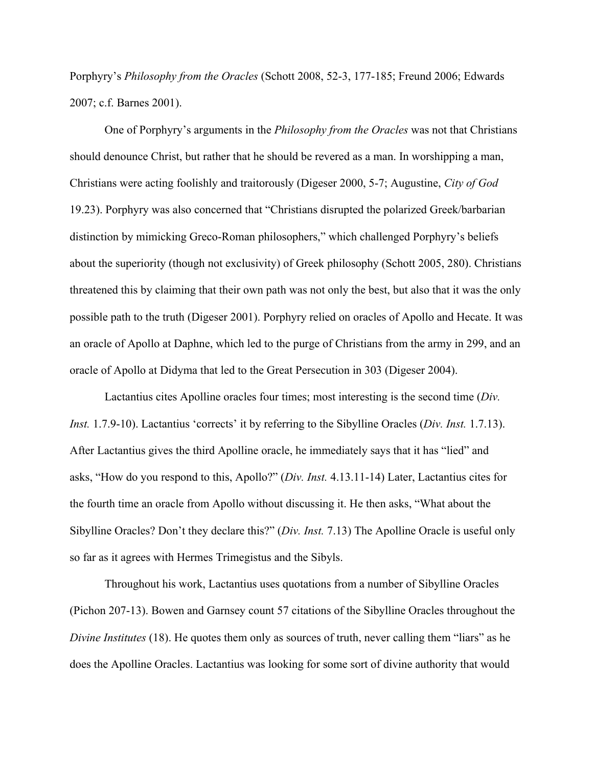Porphyry's *Philosophy from the Oracles* (Schott 2008, 52-3, 177-185; Freund 2006; Edwards 2007; c.f. Barnes 2001).

One of Porphyry's arguments in the *Philosophy from the Oracles* was not that Christians should denounce Christ, but rather that he should be revered as a man. In worshipping a man, Christians were acting foolishly and traitorously (Digeser 2000, 5-7; Augustine, *City of God* 19.23). Porphyry was also concerned that "Christians disrupted the polarized Greek/barbarian distinction by mimicking Greco-Roman philosophers," which challenged Porphyry's beliefs about the superiority (though not exclusivity) of Greek philosophy (Schott 2005, 280). Christians threatened this by claiming that their own path was not only the best, but also that it was the only possible path to the truth (Digeser 2001). Porphyry relied on oracles of Apollo and Hecate. It was an oracle of Apollo at Daphne, which led to the purge of Christians from the army in 299, and an oracle of Apollo at Didyma that led to the Great Persecution in 303 (Digeser 2004).

Lactantius cites Apolline oracles four times; most interesting is the second time (*Div. Inst.* 1.7.9-10). Lactantius 'corrects' it by referring to the Sibylline Oracles (*Div. Inst.* 1.7.13). After Lactantius gives the third Apolline oracle, he immediately says that it has "lied" and asks, "How do you respond to this, Apollo?" (*Div. Inst.* 4.13.11-14) Later, Lactantius cites for the fourth time an oracle from Apollo without discussing it. He then asks, "What about the Sibylline Oracles? Don't they declare this?" (*Div. Inst.* 7.13) The Apolline Oracle is useful only so far as it agrees with Hermes Trimegistus and the Sibyls.

Throughout his work, Lactantius uses quotations from a number of Sibylline Oracles (Pichon 207-13). Bowen and Garnsey count 57 citations of the Sibylline Oracles throughout the *Divine Institutes* (18). He quotes them only as sources of truth, never calling them "liars" as he does the Apolline Oracles. Lactantius was looking for some sort of divine authority that would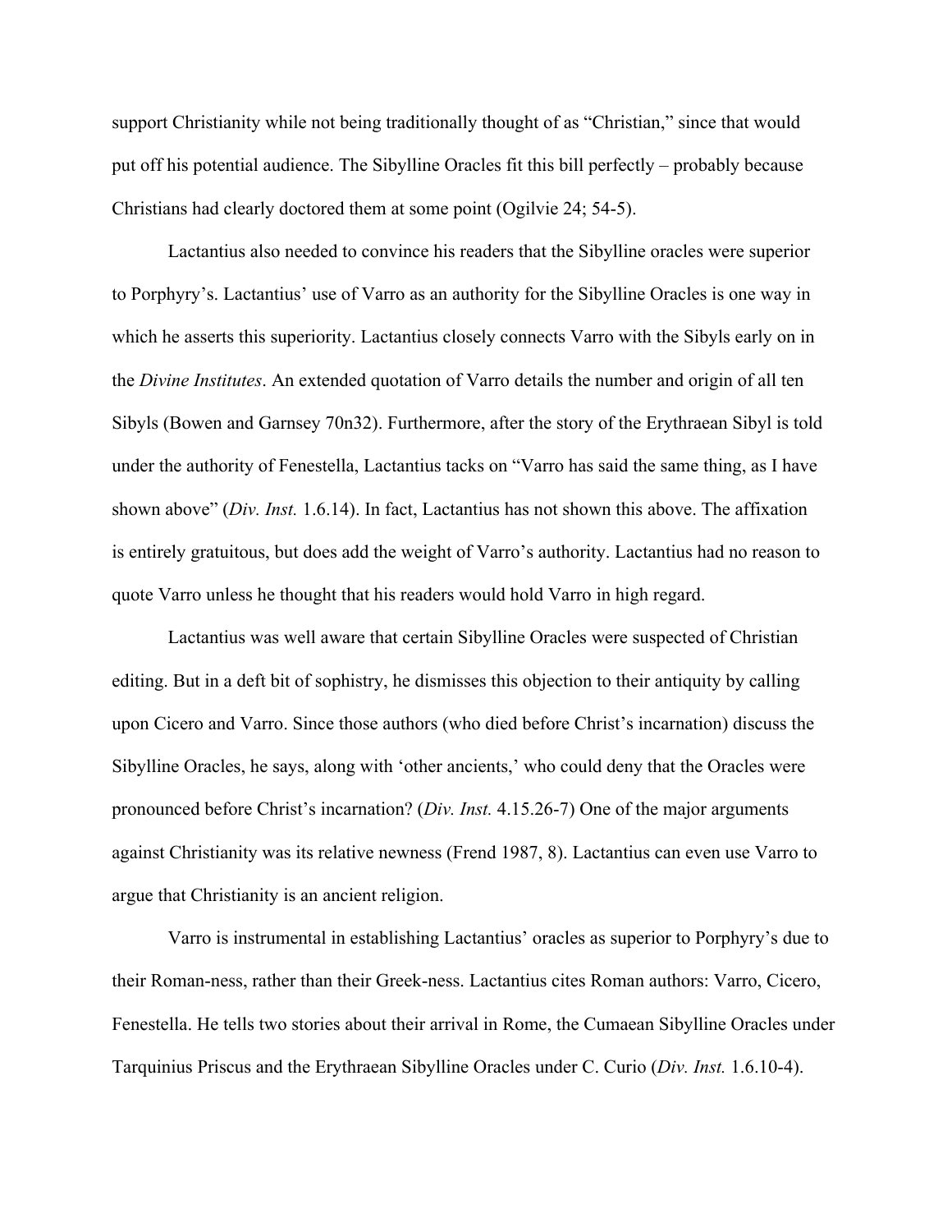support Christianity while not being traditionally thought of as "Christian," since that would put off his potential audience. The Sibylline Oracles fit this bill perfectly – probably because Christians had clearly doctored them at some point (Ogilvie 24; 54-5).

Lactantius also needed to convince his readers that the Sibylline oracles were superior to Porphyry's. Lactantius' use of Varro as an authority for the Sibylline Oracles is one way in which he asserts this superiority. Lactantius closely connects Varro with the Sibyls early on in the *Divine Institutes*. An extended quotation of Varro details the number and origin of all ten Sibyls (Bowen and Garnsey 70n32). Furthermore, after the story of the Erythraean Sibyl is told under the authority of Fenestella, Lactantius tacks on "Varro has said the same thing, as I have shown above" (*Div. Inst.* 1.6.14). In fact, Lactantius has not shown this above. The affixation is entirely gratuitous, but does add the weight of Varro's authority. Lactantius had no reason to quote Varro unless he thought that his readers would hold Varro in high regard.

Lactantius was well aware that certain Sibylline Oracles were suspected of Christian editing. But in a deft bit of sophistry, he dismisses this objection to their antiquity by calling upon Cicero and Varro. Since those authors (who died before Christ's incarnation) discuss the Sibylline Oracles, he says, along with 'other ancients,' who could deny that the Oracles were pronounced before Christ's incarnation? (*Div. Inst.* 4.15.26-7) One of the major arguments against Christianity was its relative newness (Frend 1987, 8). Lactantius can even use Varro to argue that Christianity is an ancient religion.

Varro is instrumental in establishing Lactantius' oracles as superior to Porphyry's due to their Roman-ness, rather than their Greek-ness. Lactantius cites Roman authors: Varro, Cicero, Fenestella. He tells two stories about their arrival in Rome, the Cumaean Sibylline Oracles under Tarquinius Priscus and the Erythraean Sibylline Oracles under C. Curio (*Div. Inst.* 1.6.10-4).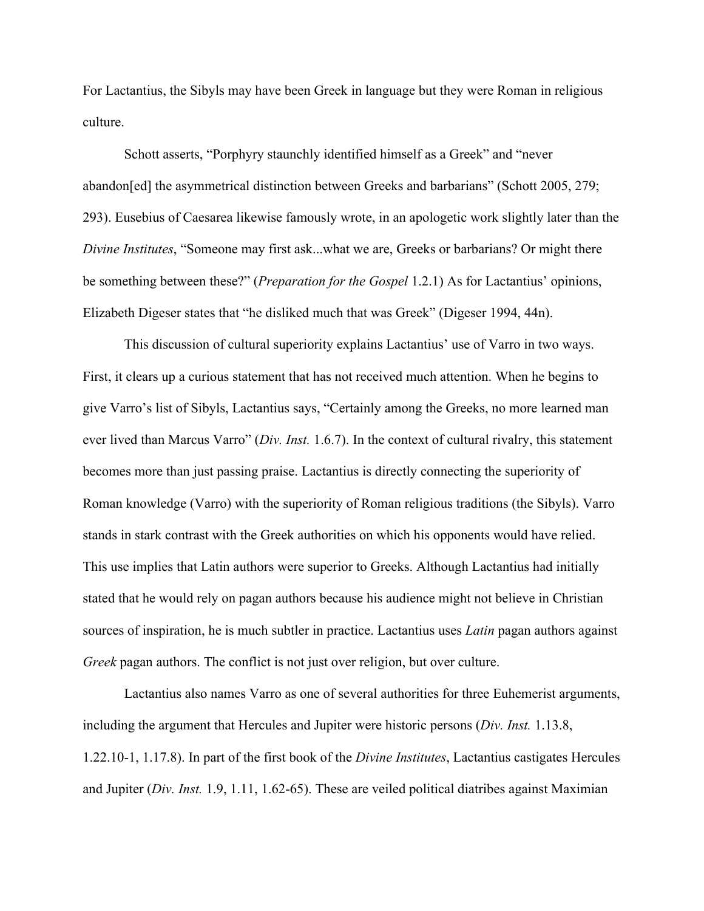For Lactantius, the Sibyls may have been Greek in language but they were Roman in religious culture.

Schott asserts, "Porphyry staunchly identified himself as a Greek" and "never abandon[ed] the asymmetrical distinction between Greeks and barbarians" (Schott 2005, 279; 293). Eusebius of Caesarea likewise famously wrote, in an apologetic work slightly later than the *Divine Institutes*, "Someone may first ask...what we are, Greeks or barbarians? Or might there be something between these?" (*Preparation for the Gospel* 1.2.1) As for Lactantius' opinions, Elizabeth Digeser states that "he disliked much that was Greek" (Digeser 1994, 44n).

This discussion of cultural superiority explains Lactantius' use of Varro in two ways. First, it clears up a curious statement that has not received much attention. When he begins to give Varro's list of Sibyls, Lactantius says, "Certainly among the Greeks, no more learned man ever lived than Marcus Varro" (*Div. Inst.* 1.6.7). In the context of cultural rivalry, this statement becomes more than just passing praise. Lactantius is directly connecting the superiority of Roman knowledge (Varro) with the superiority of Roman religious traditions (the Sibyls). Varro stands in stark contrast with the Greek authorities on which his opponents would have relied. This use implies that Latin authors were superior to Greeks. Although Lactantius had initially stated that he would rely on pagan authors because his audience might not believe in Christian sources of inspiration, he is much subtler in practice. Lactantius uses *Latin* pagan authors against *Greek* pagan authors. The conflict is not just over religion, but over culture.

Lactantius also names Varro as one of several authorities for three Euhemerist arguments, including the argument that Hercules and Jupiter were historic persons (*Div. Inst.* 1.13.8, 1.22.10-1, 1.17.8). In part of the first book of the *Divine Institutes*, Lactantius castigates Hercules and Jupiter (*Div. Inst.* 1.9, 1.11, 1.62-65). These are veiled political diatribes against Maximian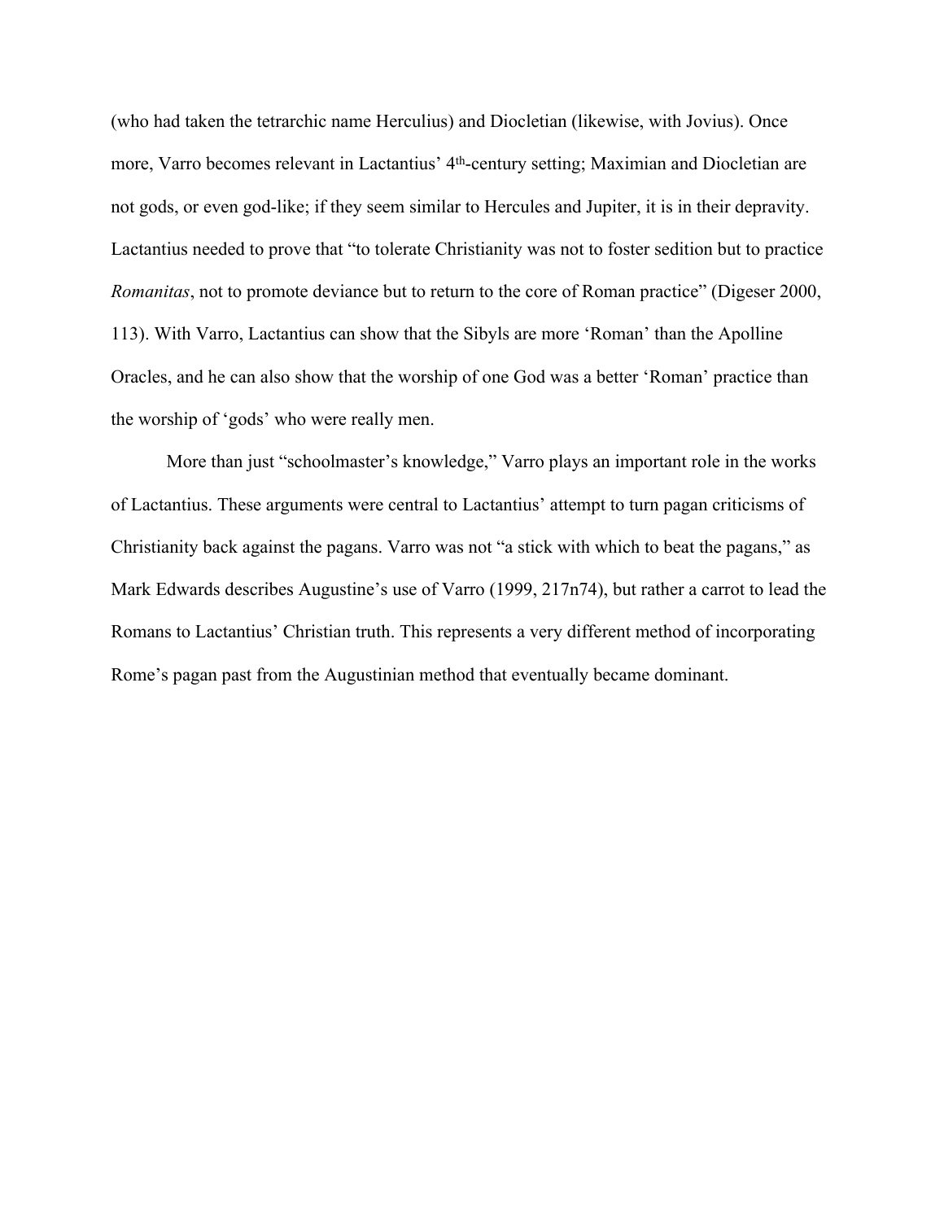(who had taken the tetrarchic name Herculius) and Diocletian (likewise, with Jovius). Once more, Varro becomes relevant in Lactantius' 4th-century setting; Maximian and Diocletian are not gods, or even god-like; if they seem similar to Hercules and Jupiter, it is in their depravity. Lactantius needed to prove that "to tolerate Christianity was not to foster sedition but to practice *Romanitas*, not to promote deviance but to return to the core of Roman practice" (Digeser 2000, 113). With Varro, Lactantius can show that the Sibyls are more 'Roman' than the Apolline Oracles, and he can also show that the worship of one God was a better 'Roman' practice than the worship of 'gods' who were really men.

More than just "schoolmaster's knowledge," Varro plays an important role in the works of Lactantius. These arguments were central to Lactantius' attempt to turn pagan criticisms of Christianity back against the pagans. Varro was not "a stick with which to beat the pagans," as Mark Edwards describes Augustine's use of Varro (1999, 217n74), but rather a carrot to lead the Romans to Lactantius' Christian truth. This represents a very different method of incorporating Rome's pagan past from the Augustinian method that eventually became dominant.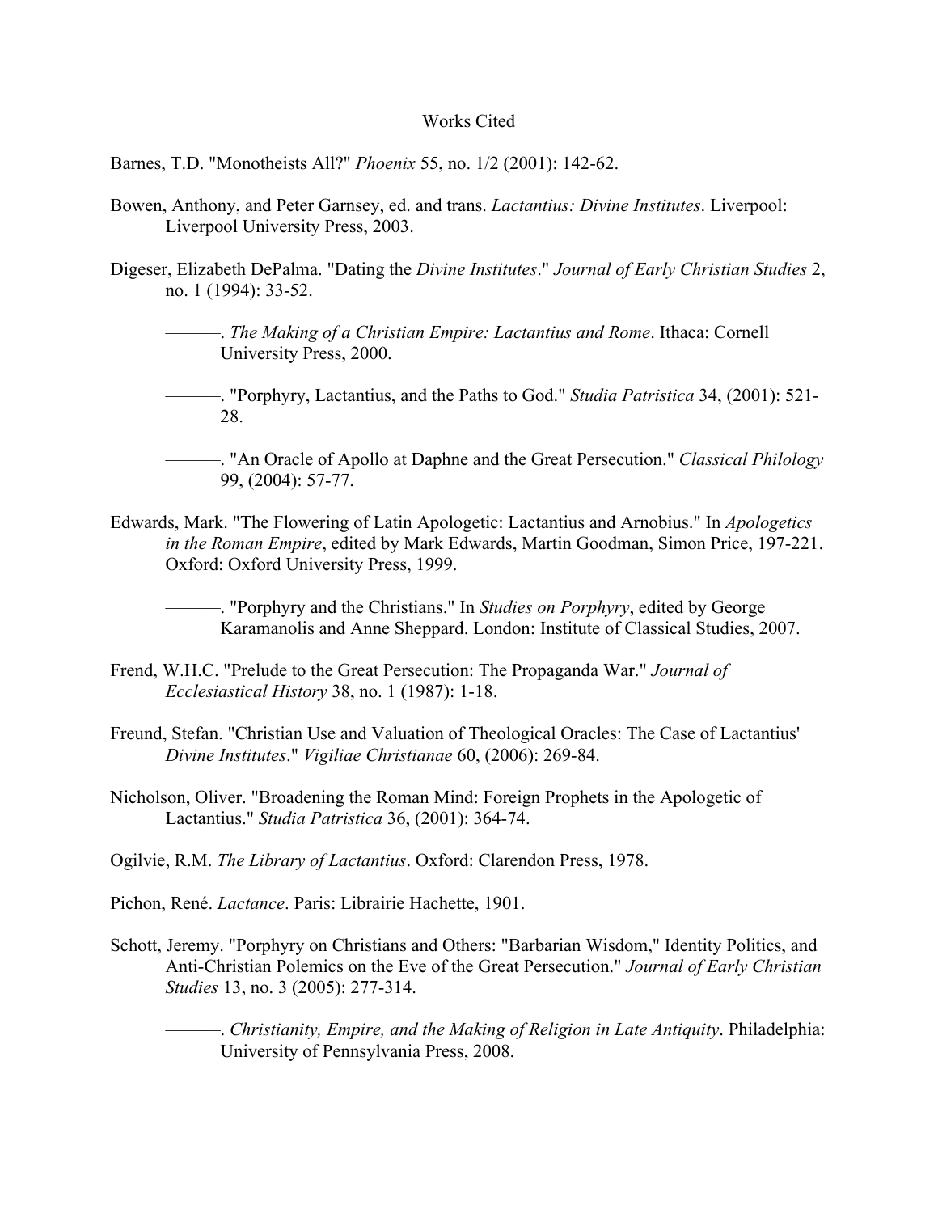# Works Cited

Barnes, T.D. "Monotheists All?" *Phoenix* 55, no. 1/2 (2001): 142-62.

Bowen, Anthony, and Peter Garnsey, ed. and trans. *Lactantius: Divine Institutes*. Liverpool: Liverpool University Press, 2003.

Digeser, Elizabeth DePalma. "Dating the *Divine Institutes*." *Journal of Early Christian Studies* 2, no. 1 (1994): 33-52.

———. *The Making of a Christian Empire: Lactantius and Rome*. Ithaca: Cornell University Press, 2000.

———. "Porphyry, Lactantius, and the Paths to God." *Studia Patristica* 34, (2001): 521-28.

———. "An Oracle of Apollo at Daphne and the Great Persecution." *Classical Philology* 99, (2004): 57-77.

Edwards, Mark. "The Flowering of Latin Apologetic: Lactantius and Arnobius." In *Apologetics in the Roman Empire*, edited by Mark Edwards, Martin Goodman, Simon Price, 197-221. Oxford: Oxford University Press, 1999.

———. "Porphyry and the Christians." In *Studies on Porphyry*, edited by George Karamanolis and Anne Sheppard. London: Institute of Classical Studies, 2007.

Frend, W.H.C. "Prelude to the Great Persecution: The Propaganda War." *Journal of Ecclesiastical History* 38, no. 1 (1987): 1-18.

Freund, Stefan. "Christian Use and Valuation of Theological Oracles: The Case of Lactantius' *Divine Institutes*." *Vigiliae Christianae* 60, (2006): 269-84.

Nicholson, Oliver. "Broadening the Roman Mind: Foreign Prophets in the Apologetic of Lactantius." *Studia Patristica* 36, (2001): 364-74.

Ogilvie, R.M. *The Library of Lactantius*. Oxford: Clarendon Press, 1978.

Pichon, René. *Lactance*. Paris: Librairie Hachette, 1901.

Schott, Jeremy. "Porphyry on Christians and Others: "Barbarian Wisdom," Identity Politics, and Anti-Christian Polemics on the Eve of the Great Persecution." *Journal of Early Christian Studies* 13, no. 3 (2005): 277-314.

———. *Christianity, Empire, and the Making of Religion in Late Antiquity*. Philadelphia: University of Pennsylvania Press, 2008.